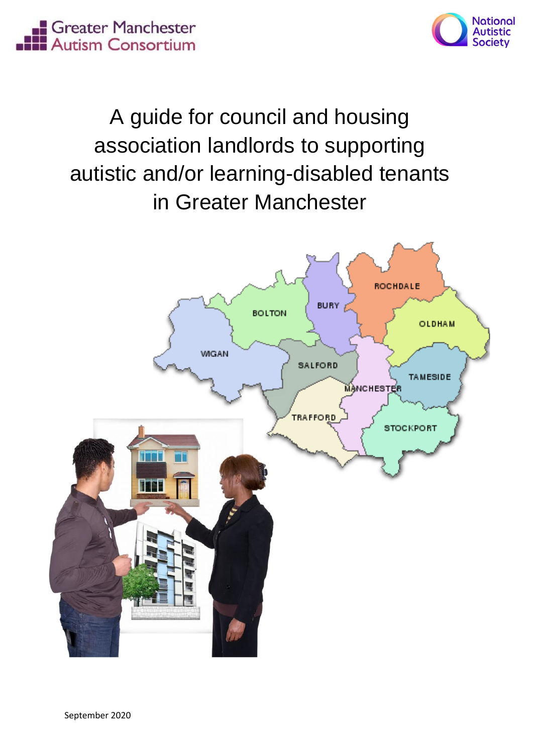Greater Manchester Autism Consortium

National Autistic Society

# A guide for council and housing association landlords to supporting autistic and/or learning-disabled tenants in Greater Manchester

ROCHDALE
BURY
BOLTON
OLDHAM
WIGAN
SALFORD
TAMESIDE
MANCHESTER
TRAFFORD
STOCKPORT

September 2020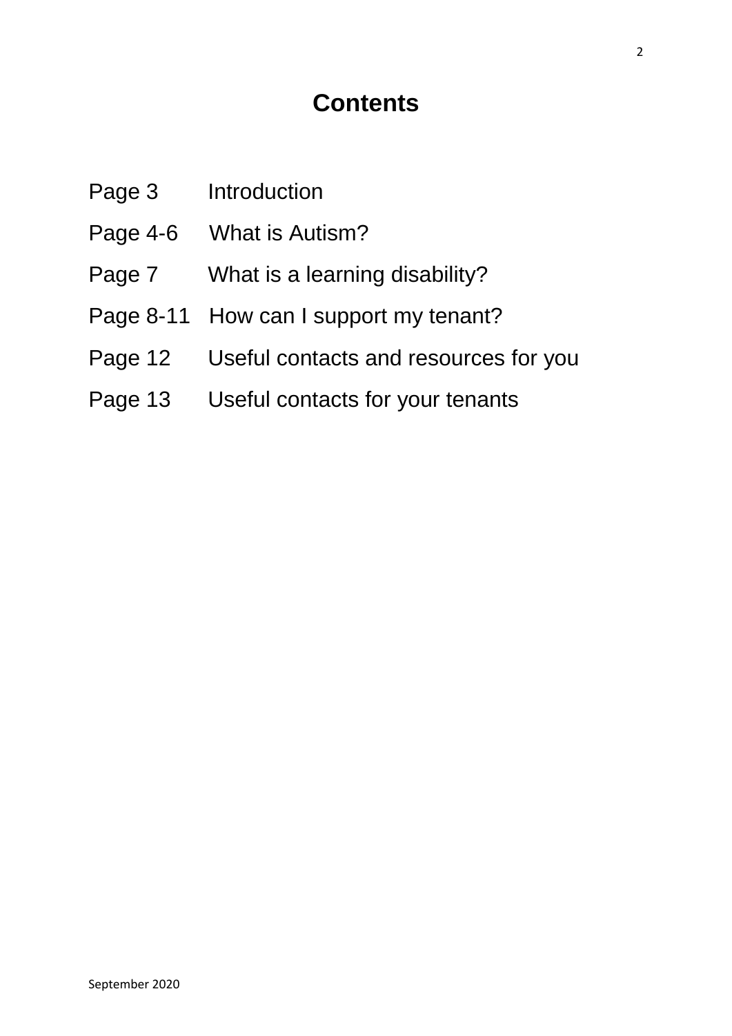# Contents

| | |
|---|---|
| Page 3 | Introduction |
| Page 4-6 | What is Autism? |
| Page 7 | What is a learning disability? |
| Page 8-11 | How can I support my tenant? |
| Page 12 | Useful contacts and resources for you |
| Page 13 | Useful contacts for your tenants |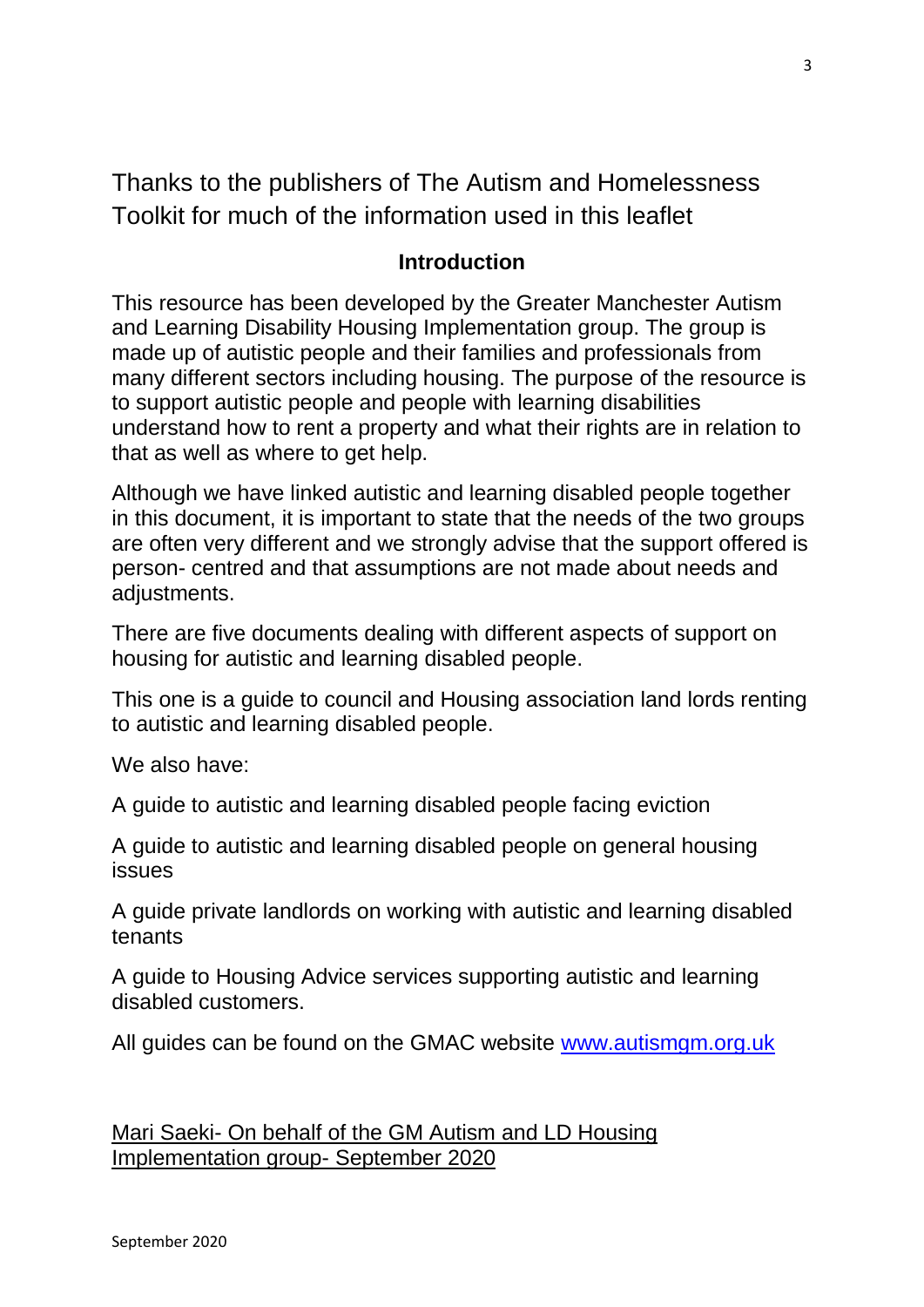Thanks to the publishers of The Autism and Homelessness Toolkit for much of the information used in this leaflet

## Introduction

This resource has been developed by the Greater Manchester Autism and Learning Disability Housing Implementation group. The group is made up of autistic people and their families and professionals from many different sectors including housing. The purpose of the resource is to support autistic people and people with learning disabilities understand how to rent a property and what their rights are in relation to that as well as where to get help.

Although we have linked autistic and learning disabled people together in this document, it is important to state that the needs of the two groups are often very different and we strongly advise that the support offered is person- centred and that assumptions are not made about needs and adjustments.

There are five documents dealing with different aspects of support on housing for autistic and learning disabled people.

This one is a guide to council and Housing association land lords renting to autistic and learning disabled people.

We also have:

A guide to autistic and learning disabled people facing eviction

A guide to autistic and learning disabled people on general housing issues

A guide private landlords on working with autistic and learning disabled tenants

A guide to Housing Advice services supporting autistic and learning disabled customers.

All guides can be found on the GMAC website [www.autismgm.org.uk](www.autismgm.org.uk)

<u>Mari Saeki- On behalf of the GM Autism and LD Housing Implementation group- September 2020</u>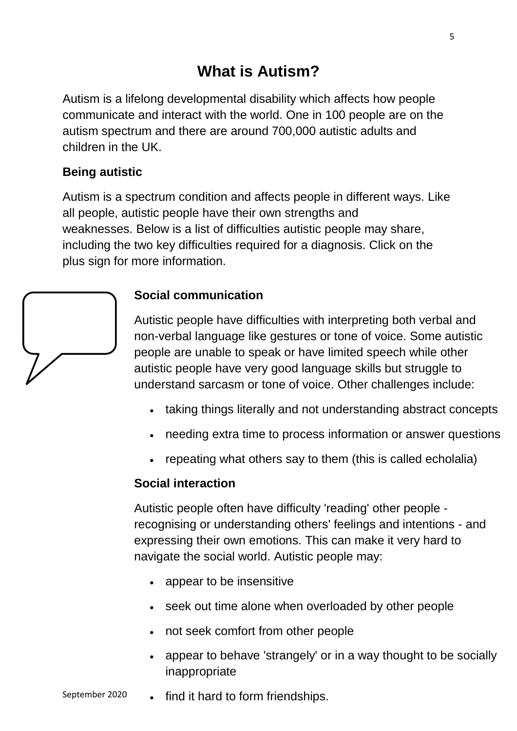# What is Autism?

Autism is a lifelong developmental disability which affects how people communicate and interact with the world. One in 100 people are on the autism spectrum and there are around 700,000 autistic adults and children in the UK.

### Being autistic

Autism is a spectrum condition and affects people in different ways. Like all people, autistic people have their own strengths and weaknesses. Below is a list of difficulties autistic people may share, including the two key difficulties required for a diagnosis. Click on the plus sign for more information.

### Social communication

Autistic people have difficulties with interpreting both verbal and non-verbal language like gestures or tone of voice. Some autistic people are unable to speak or have limited speech while other autistic people have very good language skills but struggle to understand sarcasm or tone of voice. Other challenges include:

- taking things literally and not understanding abstract concepts
- needing extra time to process information or answer questions
- repeating what others say to them (this is called echolalia)

### Social interaction

Autistic people often have difficulty 'reading' other people - recognising or understanding others' feelings and intentions - and expressing their own emotions. This can make it very hard to navigate the social world. Autistic people may:

- appear to be insensitive
- seek out time alone when overloaded by other people
- not seek comfort from other people
- appear to behave 'strangely' or in a way thought to be socially inappropriate
- find it hard to form friendships.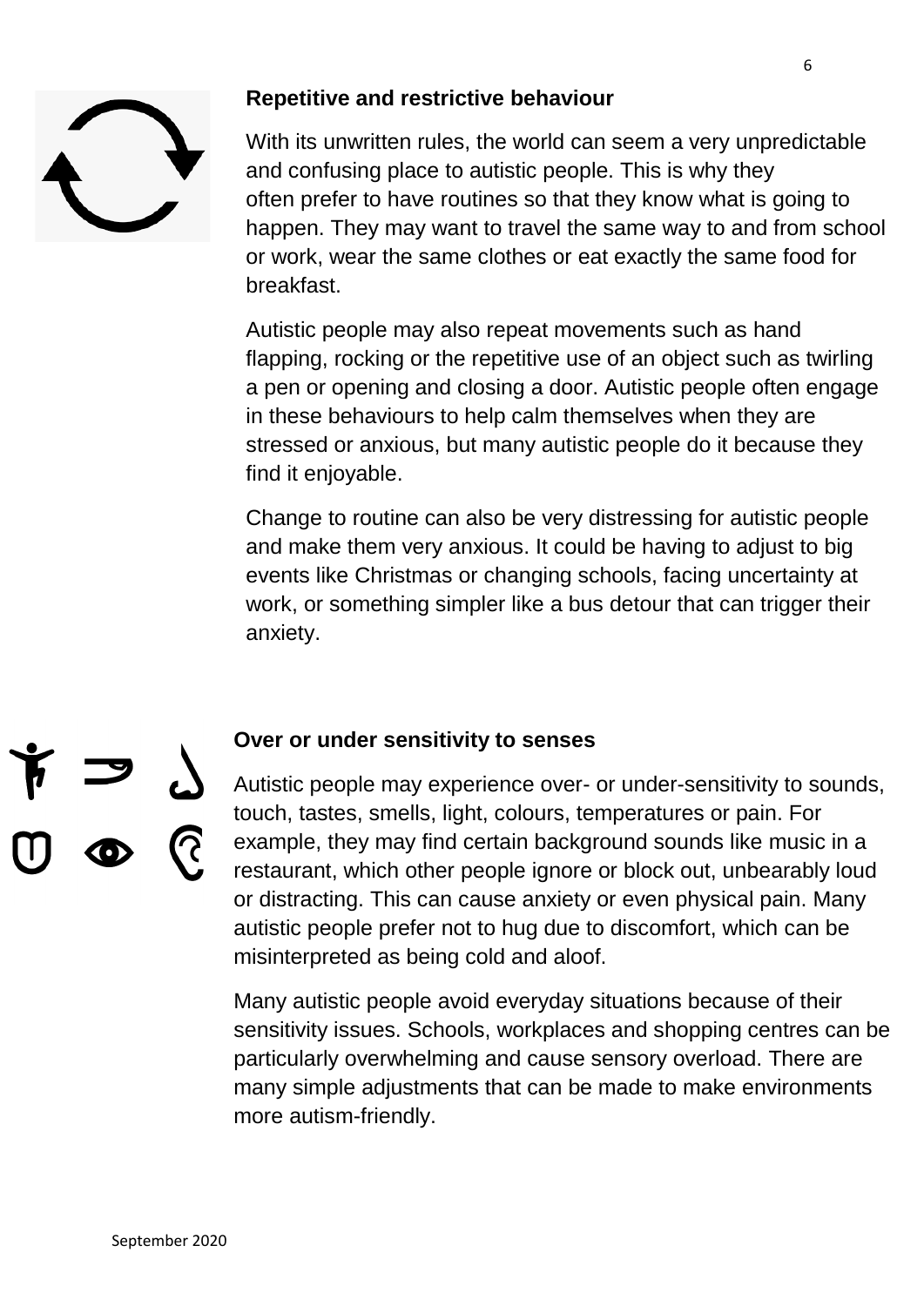### Repetitive and restrictive behaviour

With its unwritten rules, the world can seem a very unpredictable and confusing place to autistic people. This is why they often prefer to have routines so that they know what is going to happen. They may want to travel the same way to and from school or work, wear the same clothes or eat exactly the same food for breakfast.

Autistic people may also repeat movements such as hand flapping, rocking or the repetitive use of an object such as twirling a pen or opening and closing a door. Autistic people often engage in these behaviours to help calm themselves when they are stressed or anxious, but many autistic people do it because they find it enjoyable.

Change to routine can also be very distressing for autistic people and make them very anxious. It could be having to adjust to big events like Christmas or changing schools, facing uncertainty at work, or something simpler like a bus detour that can trigger their anxiety.

### Over or under sensitivity to senses

Autistic people may experience over- or under-sensitivity to sounds, touch, tastes, smells, light, colours, temperatures or pain. For example, they may find certain background sounds like music in a restaurant, which other people ignore or block out, unbearably loud or distracting. This can cause anxiety or even physical pain. Many autistic people prefer not to hug due to discomfort, which can be misinterpreted as being cold and aloof.

Many autistic people avoid everyday situations because of their sensitivity issues. Schools, workplaces and shopping centres can be particularly overwhelming and cause sensory overload. There are many simple adjustments that can be made to make environments more autism-friendly.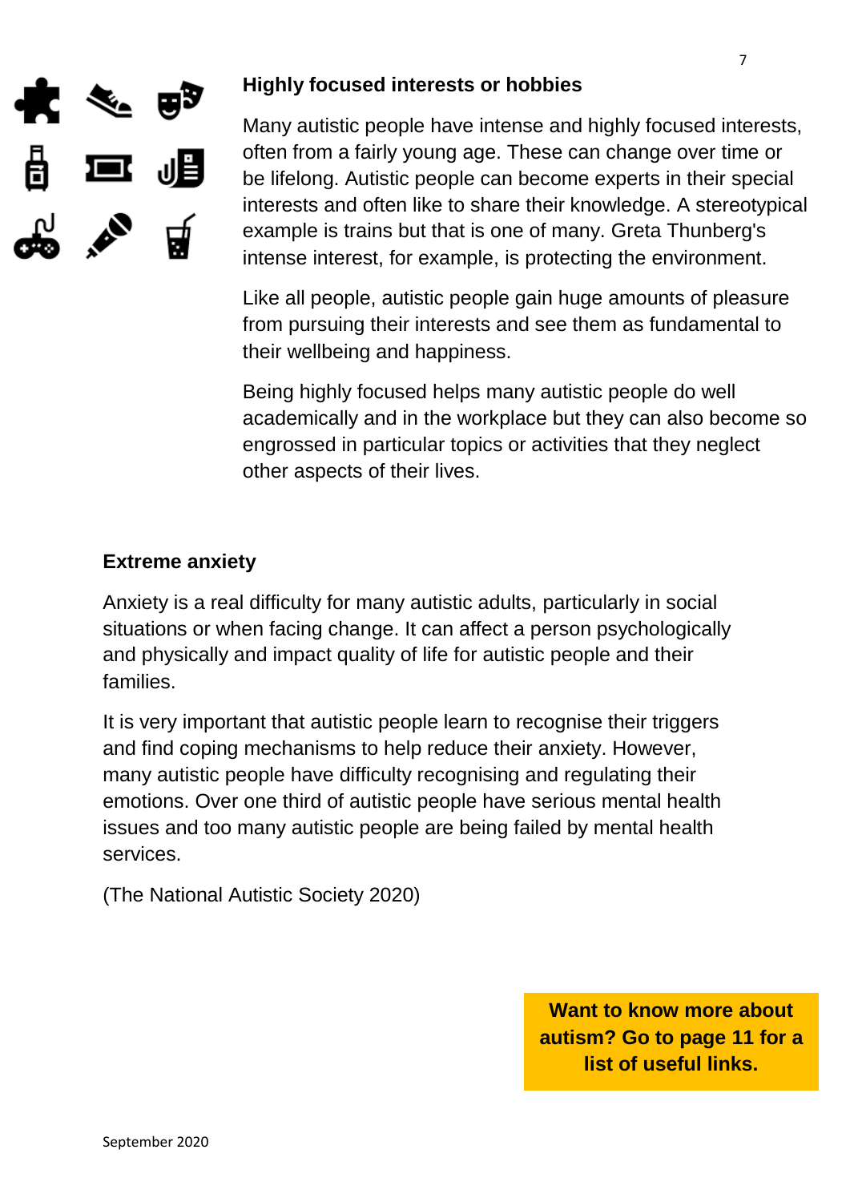## Highly focused interests or hobbies

Many autistic people have intense and highly focused interests, often from a fairly young age. These can change over time or be lifelong. Autistic people can become experts in their special interests and often like to share their knowledge. A stereotypical example is trains but that is one of many. Greta Thunberg's intense interest, for example, is protecting the environment.

Like all people, autistic people gain huge amounts of pleasure from pursuing their interests and see them as fundamental to their wellbeing and happiness.

Being highly focused helps many autistic people do well academically and in the workplace but they can also become so engrossed in particular topics or activities that they neglect other aspects of their lives.

## Extreme anxiety

Anxiety is a real difficulty for many autistic adults, particularly in social situations or when facing change. It can affect a person psychologically and physically and impact quality of life for autistic people and their families.

It is very important that autistic people learn to recognise their triggers and find coping mechanisms to help reduce their anxiety. However, many autistic people have difficulty recognising and regulating their emotions. Over one third of autistic people have serious mental health issues and too many autistic people are being failed by mental health services.

(The National Autistic Society 2020)

**Want to know more about autism? Go to page 11 for a list of useful links.**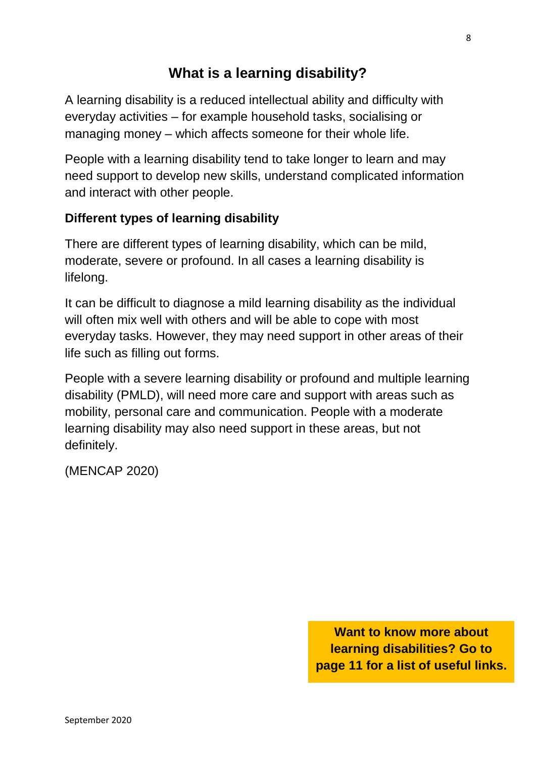# What is a learning disability?

A learning disability is a reduced intellectual ability and difficulty with everyday activities – for example household tasks, socialising or managing money – which affects someone for their whole life.

People with a learning disability tend to take longer to learn and may need support to develop new skills, understand complicated information and interact with other people.

## Different types of learning disability

There are different types of learning disability, which can be mild, moderate, severe or profound. In all cases a learning disability is lifelong.

It can be difficult to diagnose a mild learning disability as the individual will often mix well with others and will be able to cope with most everyday tasks. However, they may need support in other areas of their life such as filling out forms.

People with a severe learning disability or profound and multiple learning disability (PMLD), will need more care and support with areas such as mobility, personal care and communication. People with a moderate learning disability may also need support in these areas, but not definitely.

(MENCAP 2020)

**Want to know more about learning disabilities? Go to page 11 for a list of useful links.**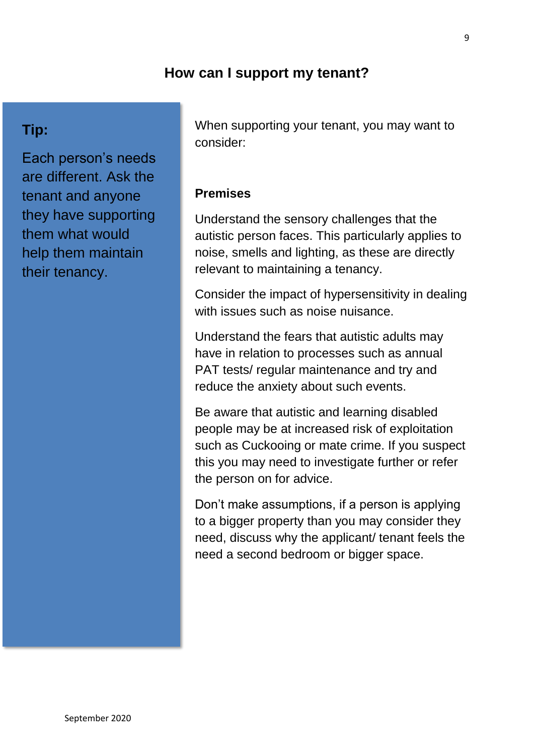## How can I support my tenant?

**Tip:**

Each person's needs are different. Ask the tenant and anyone they have supporting them what would help them maintain their tenancy.

When supporting your tenant, you may want to consider:

### Premises

Understand the sensory challenges that the autistic person faces. This particularly applies to noise, smells and lighting, as these are directly relevant to maintaining a tenancy.

Consider the impact of hypersensitivity in dealing with issues such as noise nuisance.

Understand the fears that autistic adults may have in relation to processes such as annual PAT tests/ regular maintenance and try and reduce the anxiety about such events.

Be aware that autistic and learning disabled people may be at increased risk of exploitation such as Cuckooing or mate crime. If you suspect this you may need to investigate further or refer the person on for advice.

Don't make assumptions, if a person is applying to a bigger property than you may consider they need, discuss why the applicant/ tenant feels the need a second bedroom or bigger space.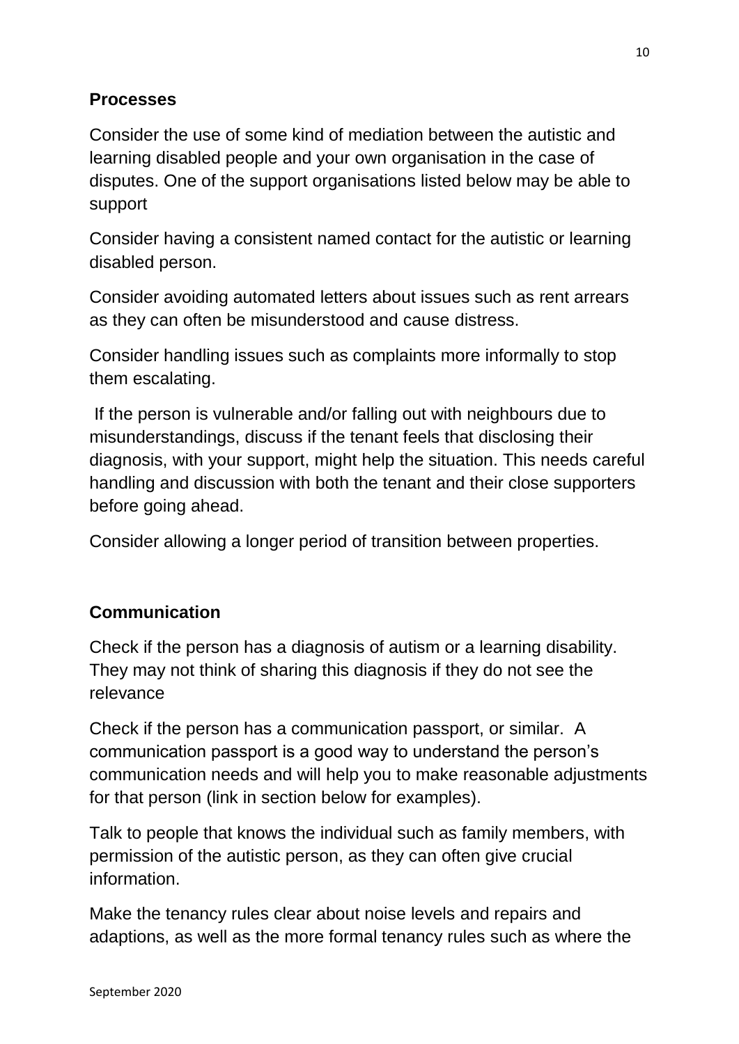## Processes

Consider the use of some kind of mediation between the autistic and learning disabled people and your own organisation in the case of disputes. One of the support organisations listed below may be able to support

Consider having a consistent named contact for the autistic or learning disabled person.

Consider avoiding automated letters about issues such as rent arrears as they can often be misunderstood and cause distress.

Consider handling issues such as complaints more informally to stop them escalating.

If the person is vulnerable and/or falling out with neighbours due to misunderstandings, discuss if the tenant feels that disclosing their diagnosis, with your support, might help the situation. This needs careful handling and discussion with both the tenant and their close supporters before going ahead.

Consider allowing a longer period of transition between properties.

## Communication

Check if the person has a diagnosis of autism or a learning disability. They may not think of sharing this diagnosis if they do not see the relevance

Check if the person has a communication passport, or similar. A communication passport is a good way to understand the person's communication needs and will help you to make reasonable adjustments for that person (link in section below for examples).

Talk to people that knows the individual such as family members, with permission of the autistic person, as they can often give crucial information.

Make the tenancy rules clear about noise levels and repairs and adaptions, as well as the more formal tenancy rules such as where the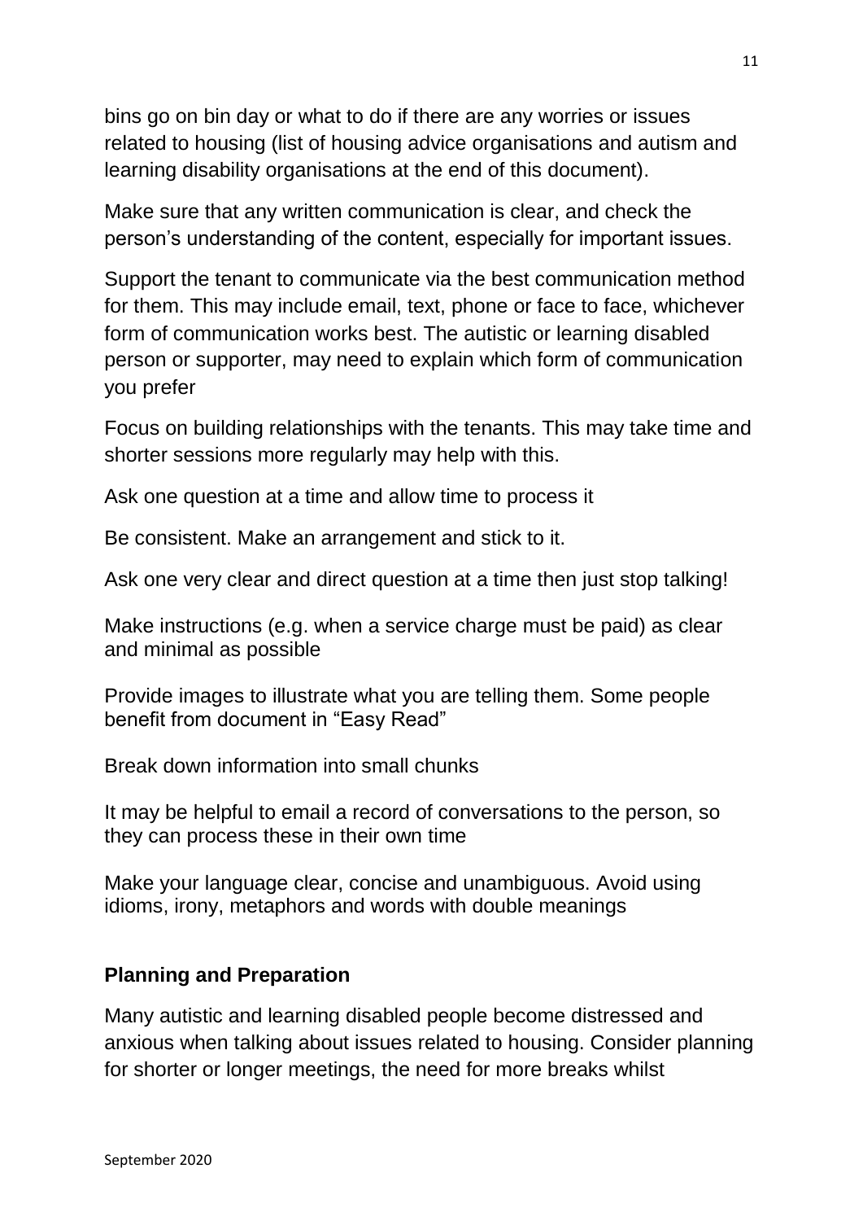bins go on bin day or what to do if there are any worries or issues related to housing (list of housing advice organisations and autism and learning disability organisations at the end of this document).

Make sure that any written communication is clear, and check the person's understanding of the content, especially for important issues.

Support the tenant to communicate via the best communication method for them. This may include email, text, phone or face to face, whichever form of communication works best. The autistic or learning disabled person or supporter, may need to explain which form of communication you prefer

Focus on building relationships with the tenants. This may take time and shorter sessions more regularly may help with this.

Ask one question at a time and allow time to process it

Be consistent. Make an arrangement and stick to it.

Ask one very clear and direct question at a time then just stop talking!

Make instructions (e.g. when a service charge must be paid) as clear and minimal as possible

Provide images to illustrate what you are telling them. Some people benefit from document in "Easy Read"

Break down information into small chunks

It may be helpful to email a record of conversations to the person, so they can process these in their own time

Make your language clear, concise and unambiguous. Avoid using idioms, irony, metaphors and words with double meanings

**Planning and Preparation**

Many autistic and learning disabled people become distressed and anxious when talking about issues related to housing. Consider planning for shorter or longer meetings, the need for more breaks whilst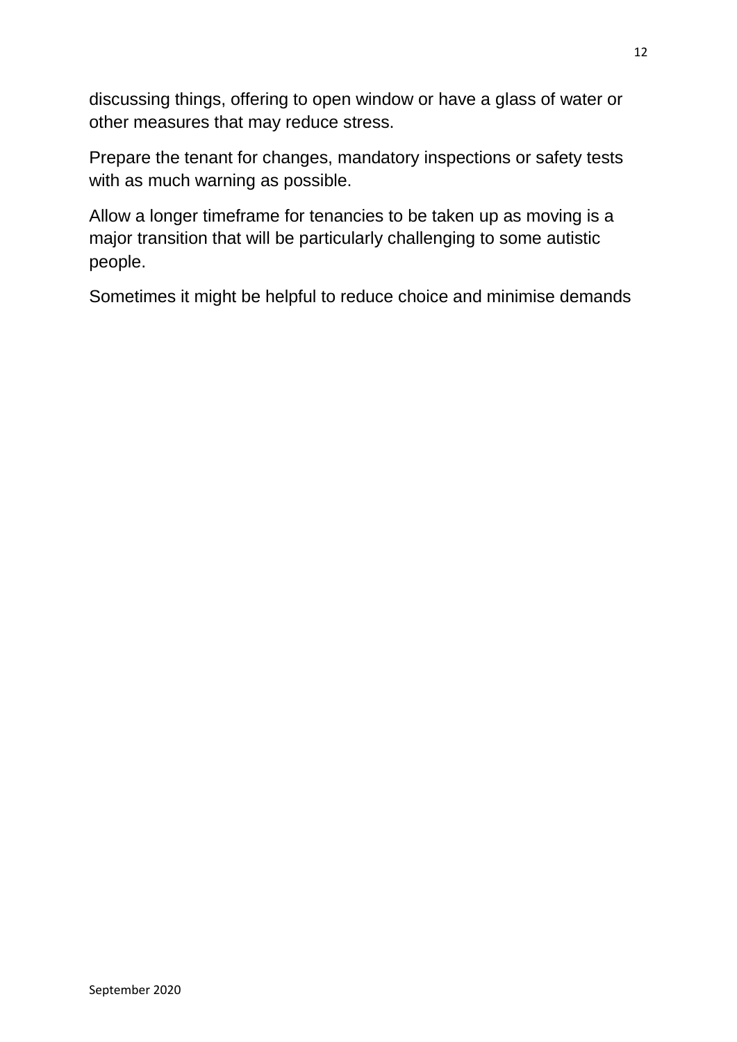discussing things, offering to open window or have a glass of water or other measures that may reduce stress.

Prepare the tenant for changes, mandatory inspections or safety tests with as much warning as possible.

Allow a longer timeframe for tenancies to be taken up as moving is a major transition that will be particularly challenging to some autistic people.

Sometimes it might be helpful to reduce choice and minimise demands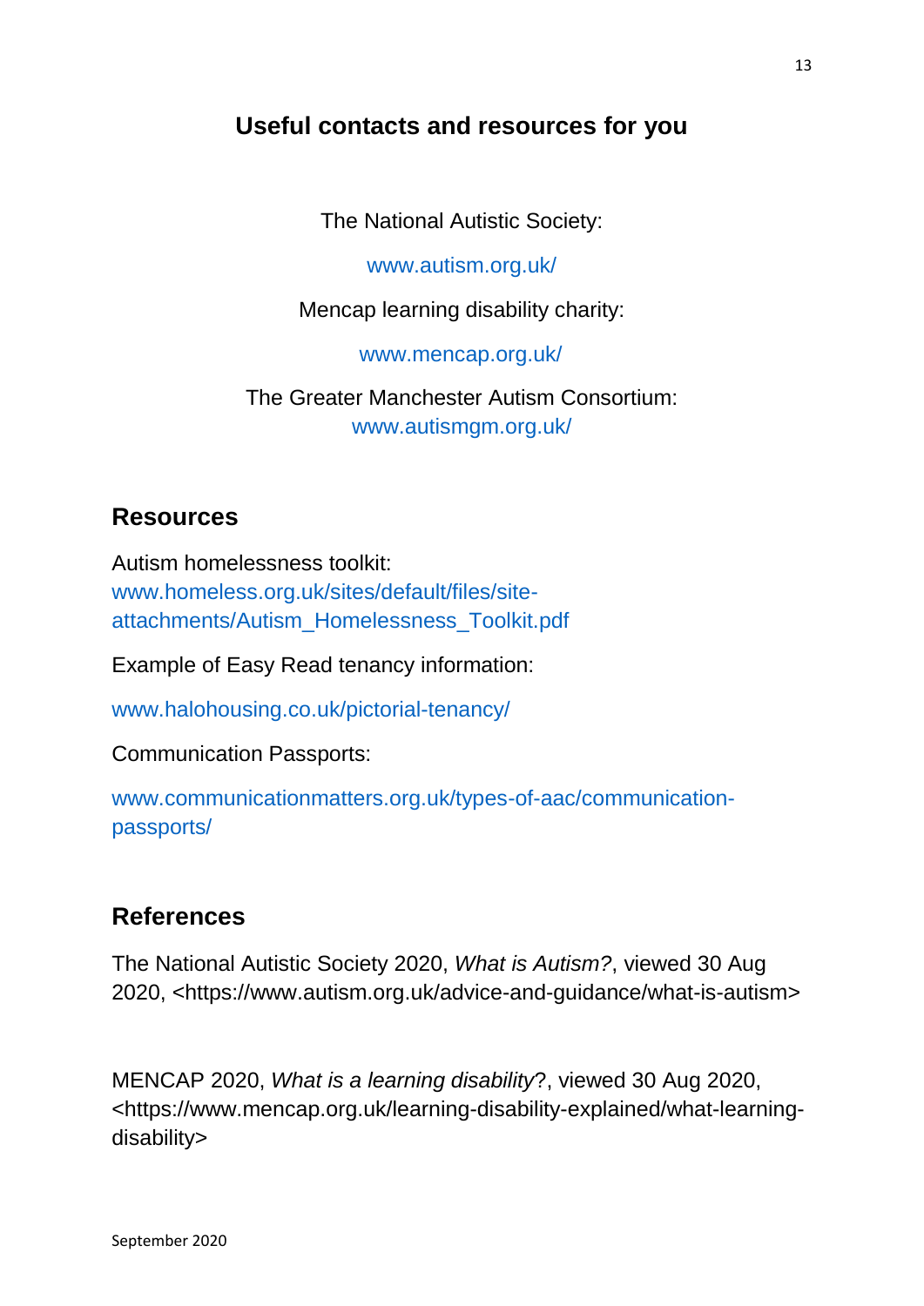## Useful contacts and resources for you

The National Autistic Society:

www.autism.org.uk/

Mencap learning disability charity:

www.mencap.org.uk/

The Greater Manchester Autism Consortium:
www.autismgm.org.uk/

## Resources

Autism homelessness toolkit:
www.homeless.org.uk/sites/default/files/site-attachments/Autism_Homelessness_Toolkit.pdf

Example of Easy Read tenancy information:

www.halohousing.co.uk/pictorial-tenancy/

Communication Passports:

www.communicationmatters.org.uk/types-of-aac/communication-passports/

## References

The National Autistic Society 2020, *What is Autism?*, viewed 30 Aug 2020, <https://www.autism.org.uk/advice-and-guidance/what-is-autism>

MENCAP 2020, *What is a learning disability*?, viewed 30 Aug 2020, <https://www.mencap.org.uk/learning-disability-explained/what-learning-disability>

September 2020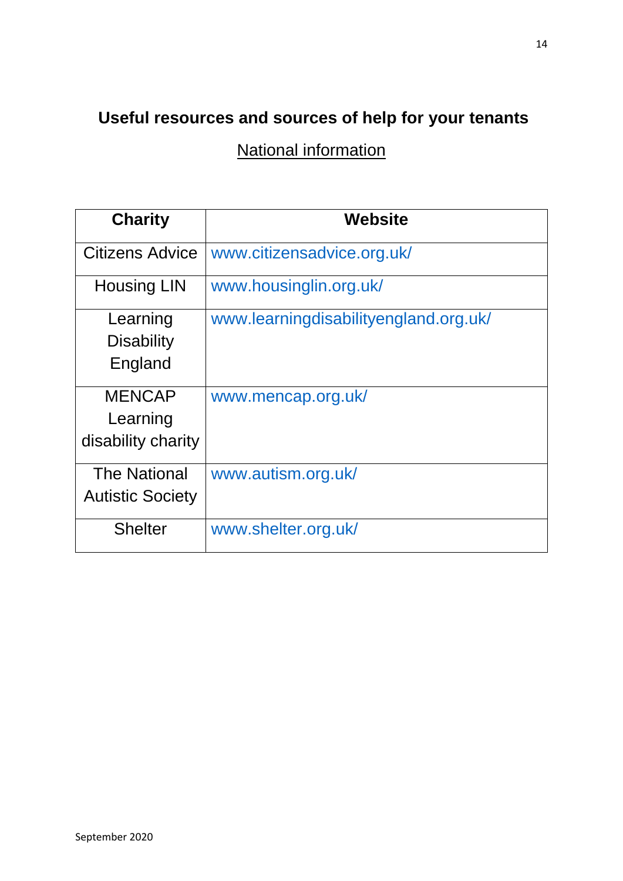## Useful resources and sources of help for your tenants

### National information

| Charity | Website |
|---|---|
| Citizens Advice | www.citizensadvice.org.uk/ |
| Housing LIN | www.housinglin.org.uk/ |
| Learning Disability England | www.learningdisabilityengland.org.uk/ |
| MENCAP Learning disability charity | www.mencap.org.uk/ |
| The National Autistic Society | www.autism.org.uk/ |
| Shelter | www.shelter.org.uk/ |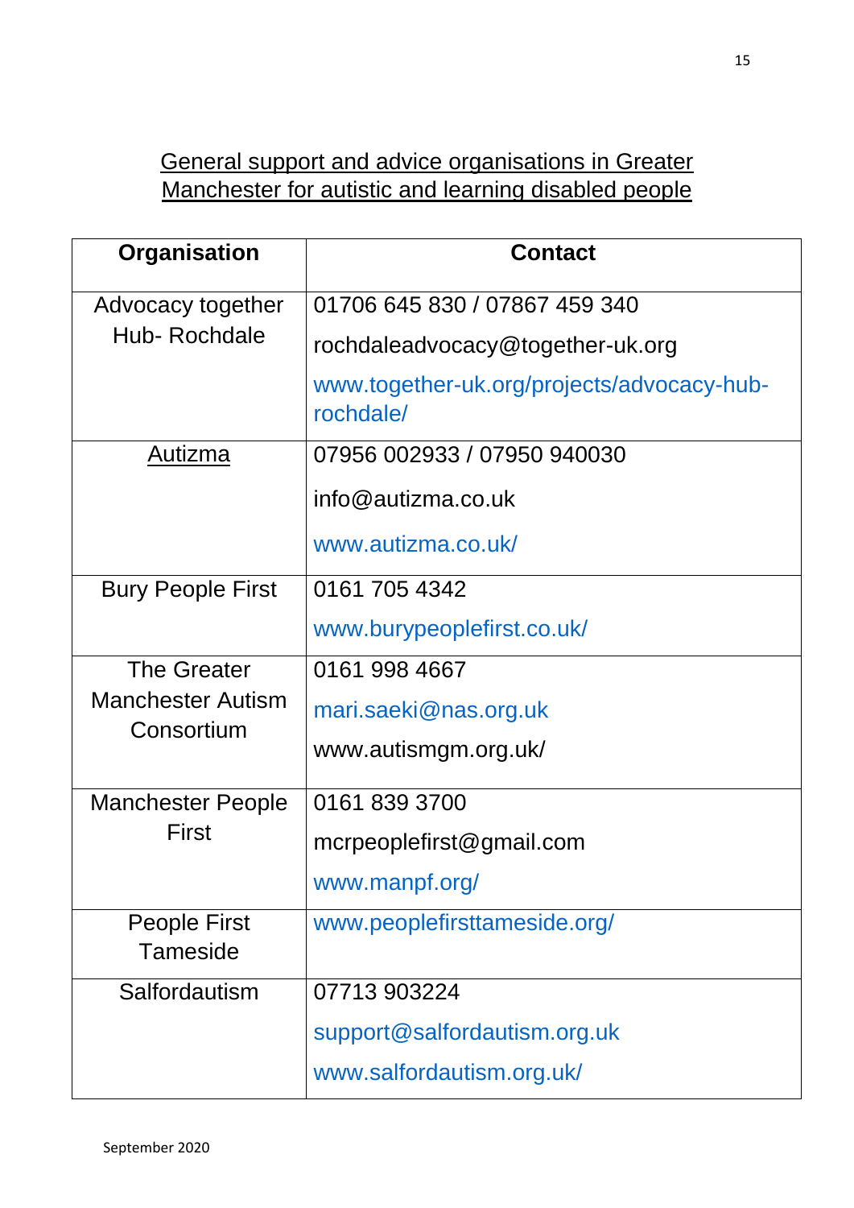## General support and advice organisations in Greater Manchester for autistic and learning disabled people

| Organisation | Contact |
|---|---|
| Advocacy together Hub- Rochdale | 01706 645 830 / 07867 459 340<br>rochdaleadvocacy@together-uk.org<br>www.together-uk.org/projects/advocacy-hub-rochdale/ |
| Autizma | 07956 002933 / 07950 940030<br>info@autizma.co.uk<br>www.autizma.co.uk/ |
| Bury People First | 0161 705 4342<br>www.burypeoplefirst.co.uk/ |
| The Greater Manchester Autism Consortium | 0161 998 4667<br>mari.saeki@nas.org.uk<br>www.autismgm.org.uk/ |
| Manchester People First | 0161 839 3700<br>mcrpeoplefirst@gmail.com<br>www.manpf.org/ |
| People First Tameside | www.peoplefirsttameside.org/ |
| Salfordautism | 07713 903224<br>support@salfordautism.org.uk<br>www.salfordautism.org.uk/ |

September 2020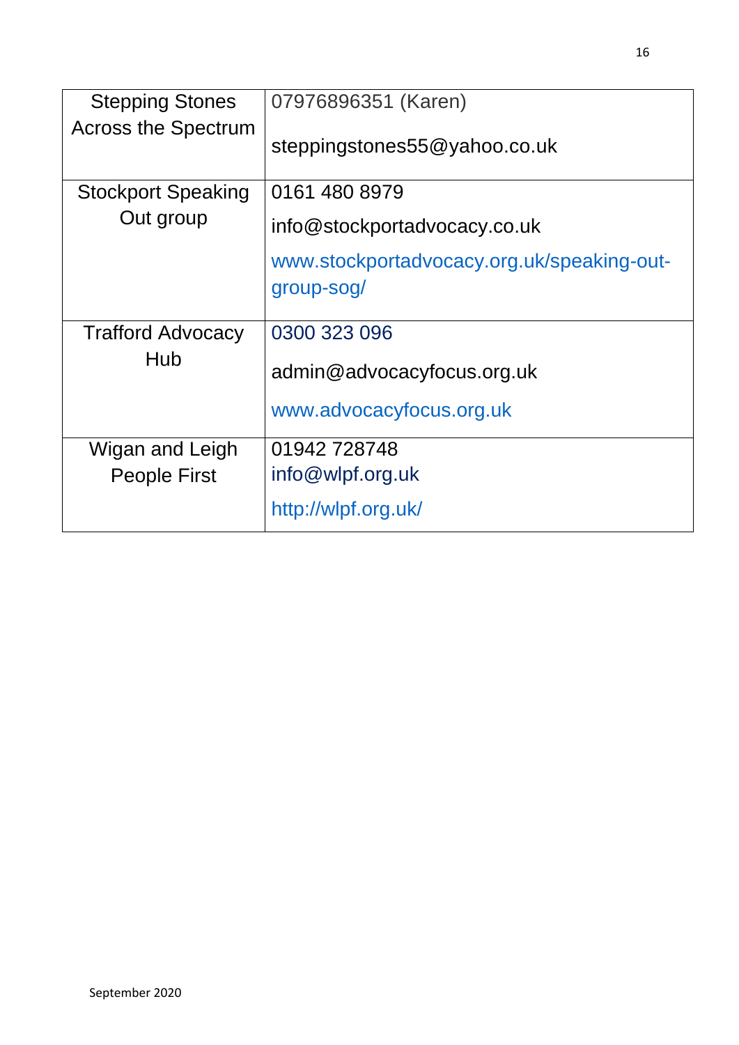| | |
|---|---|
| Stepping Stones Across the Spectrum | 07976896351 (Karen)<br><br>steppingstones55@yahoo.co.uk |
| Stockport Speaking Out group | 0161 480 8979<br><br>info@stockportadvocacy.co.uk<br><br>www.stockportadvocacy.org.uk/speaking-out-group-sog/ |
| Trafford Advocacy Hub | 0300 323 096<br><br>admin@advocacyfocus.org.uk<br><br>www.advocacyfocus.org.uk |
| Wigan and Leigh People First | 01942 728748<br>info@wlpf.org.uk<br><br>http://wlpf.org.uk/ |

September 2020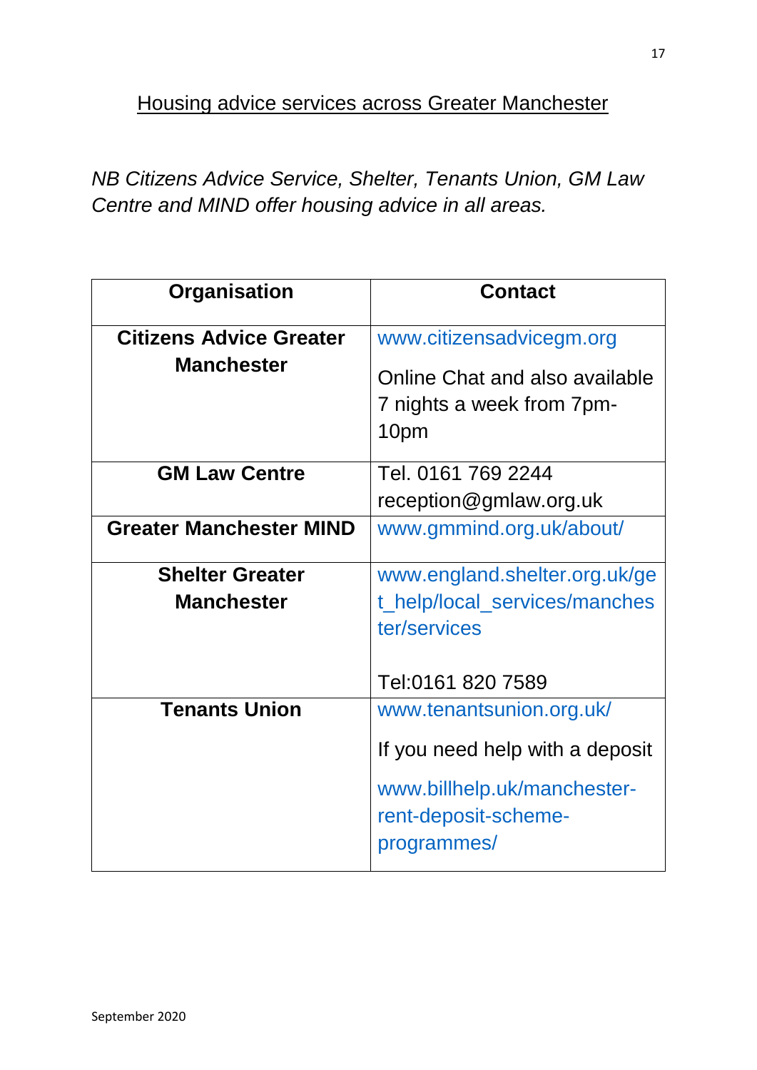## Housing advice services across Greater Manchester

*NB Citizens Advice Service, Shelter, Tenants Union, GM Law Centre and MIND offer housing advice in all areas.*

| Organisation | Contact |
|---|---|
| **Citizens Advice Greater Manchester** | www.citizensadvicegm.org<br>Online Chat and also available 7 nights a week from 7pm-10pm |
| **GM Law Centre** | Tel. 0161 769 2244<br>reception@gmlaw.org.uk |
| **Greater Manchester MIND** | www.gmmind.org.uk/about/ |
| **Shelter Greater Manchester** | www.england.shelter.org.uk/get_help/local_services/manchester/services<br><br>Tel:0161 820 7589 |
| **Tenants Union** | www.tenantsunion.org.uk/<br>If you need help with a deposit<br>www.billhelp.uk/manchester-rent-deposit-scheme-programmes/ |

September 2020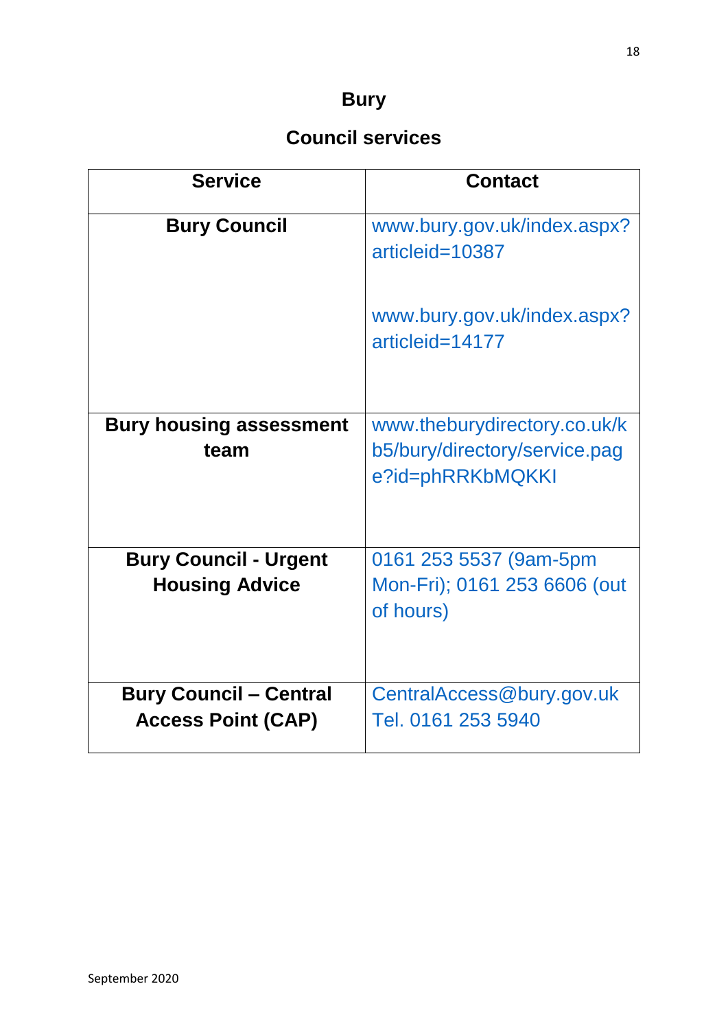# Bury

## Council services

| Service | Contact |
|---|---|
| **Bury Council** | www.bury.gov.uk/index.aspx?articleid=10387<br><br>www.bury.gov.uk/index.aspx?articleid=14177 |
| **Bury housing assessment team** | www.theburydirectory.co.uk/kb5/bury/directory/service.page?id=phRRKbMQKKI |
| **Bury Council - Urgent Housing Advice** | 0161 253 5537 (9am-5pm Mon-Fri); 0161 253 6606 (out of hours) |
| **Bury Council – Central Access Point (CAP)** | CentralAccess@bury.gov.uk<br>Tel. 0161 253 5940 |

September 2020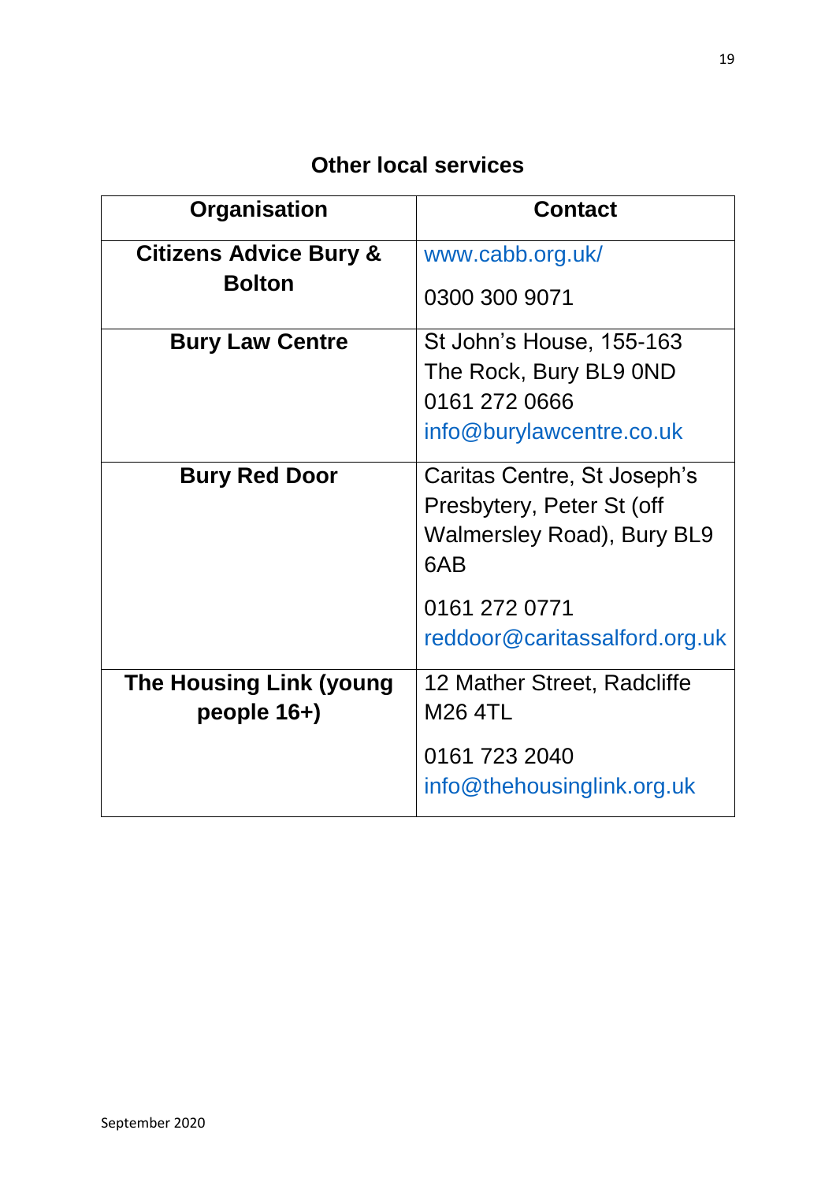## Other local services

| Organisation | Contact |
| --- | --- |
| **Citizens Advice Bury & Bolton** | www.cabb.org.uk/<br><br>0300 300 9071 |
| **Bury Law Centre** | St John's House, 155-163 The Rock, Bury BL9 0ND<br>0161 272 0666<br>info@burylawcentre.co.uk |
| **Bury Red Door** | Caritas Centre, St Joseph's Presbytery, Peter St (off Walmersley Road), Bury BL9 6AB<br><br>0161 272 0771<br>reddoor@caritassalford.org.uk |
| **The Housing Link (young people 16+)** | 12 Mather Street, Radcliffe M26 4TL<br><br>0161 723 2040<br>info@thehousinglink.org.uk |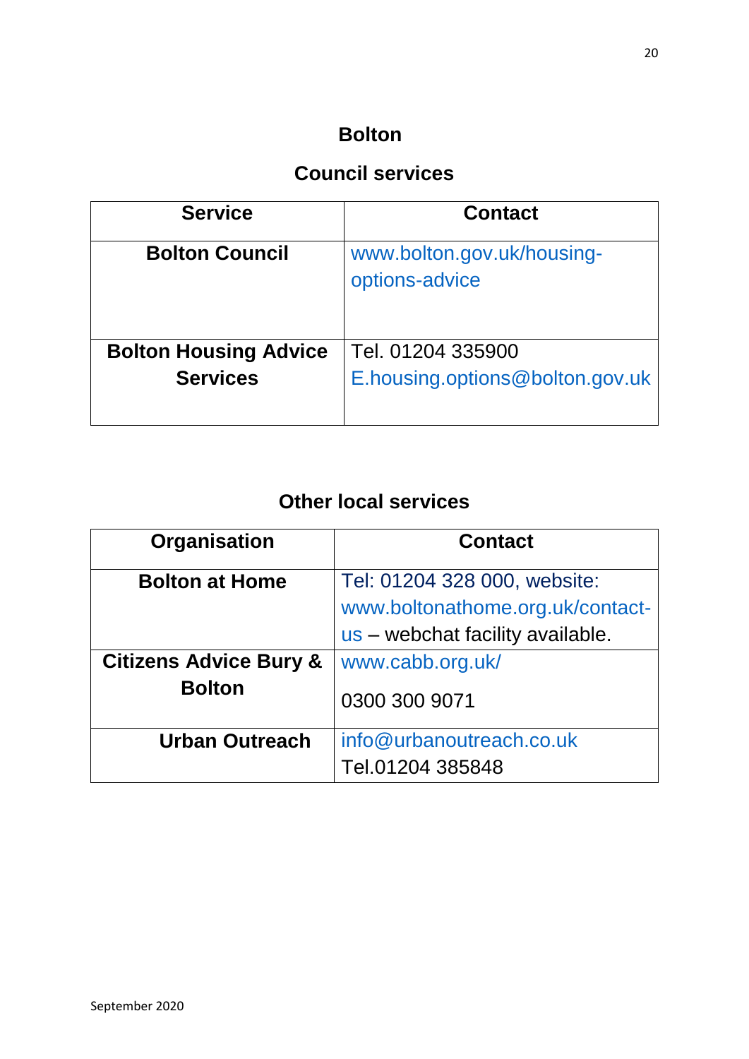## Bolton

### Council services

| Service | Contact |
|---|---|
| **Bolton Council** | www.bolton.gov.uk/housing-options-advice |
| **Bolton Housing Advice Services** | Tel. 01204 335900 E.housing.options@bolton.gov.uk |

### Other local services

| Organisation | Contact |
|---|---|
| **Bolton at Home** | Tel: 01204 328 000, website: www.boltonathome.org.uk/contact-us – webchat facility available. |
| **Citizens Advice Bury & Bolton** | www.cabb.org.uk/ 0300 300 9071 |
| **Urban Outreach** | info@urbanoutreach.co.uk Tel.01204 385848 |

September 2020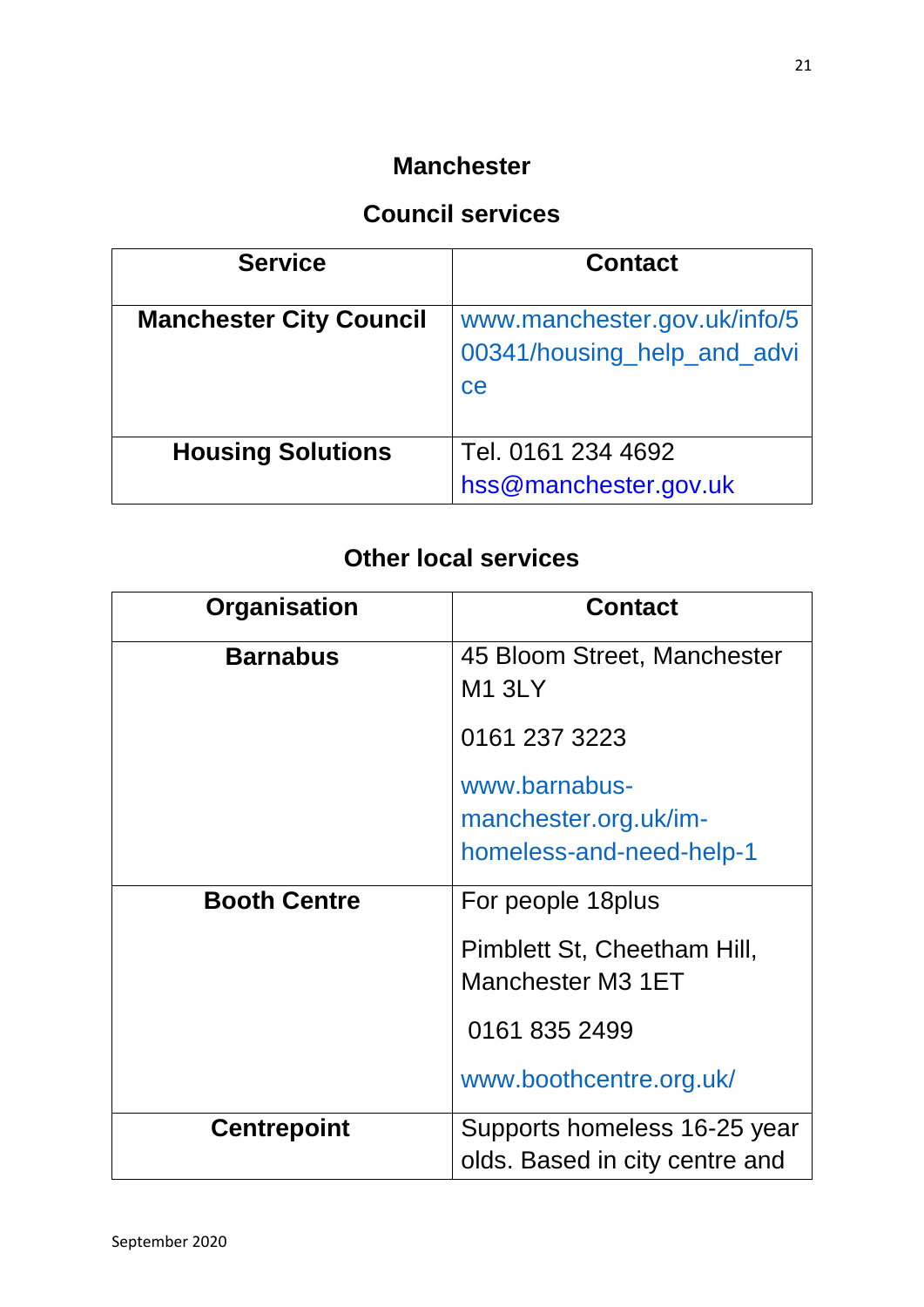## Manchester

### Council services

| Service | Contact |
| --- | --- |
| **Manchester City Council** | www.manchester.gov.uk/info/500341/housing_help_and_advice |
| **Housing Solutions** | Tel. 0161 234 4692<br>hss@manchester.gov.uk |

### Other local services

| Organisation | Contact |
| --- | --- |
| **Barnabus** | 45 Bloom Street, Manchester M1 3LY<br><br>0161 237 3223<br><br>www.barnabus-manchester.org.uk/im-homeless-and-need-help-1 |
| **Booth Centre** | For people 18plus<br><br>Pimblett St, Cheetham Hill, Manchester M3 1ET<br><br>0161 835 2499<br><br>www.boothcentre.org.uk/ |
| **Centrepoint** | Supports homeless 16-25 year olds. Based in city centre and |

September 2020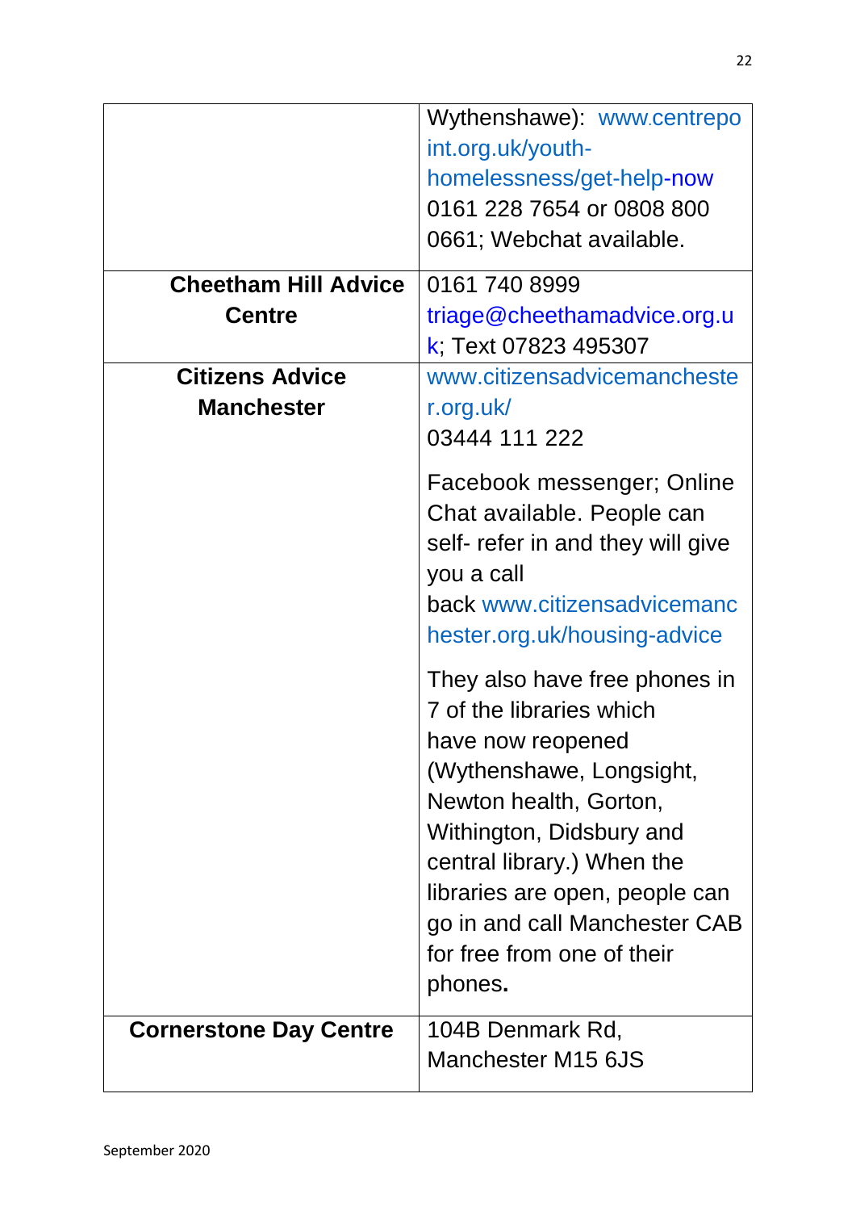| | |
|---|---|
| | Wythenshawe): www.centrepoint.org.uk/youth-homelessness/get-help-now 0161 228 7654 or 0808 800 0661; Webchat available. |
| **Cheetham Hill Advice Centre** | 0161 740 8999 triage@cheethamadvice.org.uk; Text 07823 495307 |
| **Citizens Advice Manchester** | www.citizensadvicemanchester.org.uk/ 03444 111 222<br><br>Facebook messenger; Online Chat available. People can self- refer in and they will give you a call back www.citizensadvicemanchester.org.uk/housing-advice<br><br>They also have free phones in 7 of the libraries which have now reopened (Wythenshawe, Longsight, Newton health, Gorton, Withington, Didsbury and central library.) When the libraries are open, people can go in and call Manchester CAB for free from one of their phones. |
| **Cornerstone Day Centre** | 104B Denmark Rd, Manchester M15 6JS |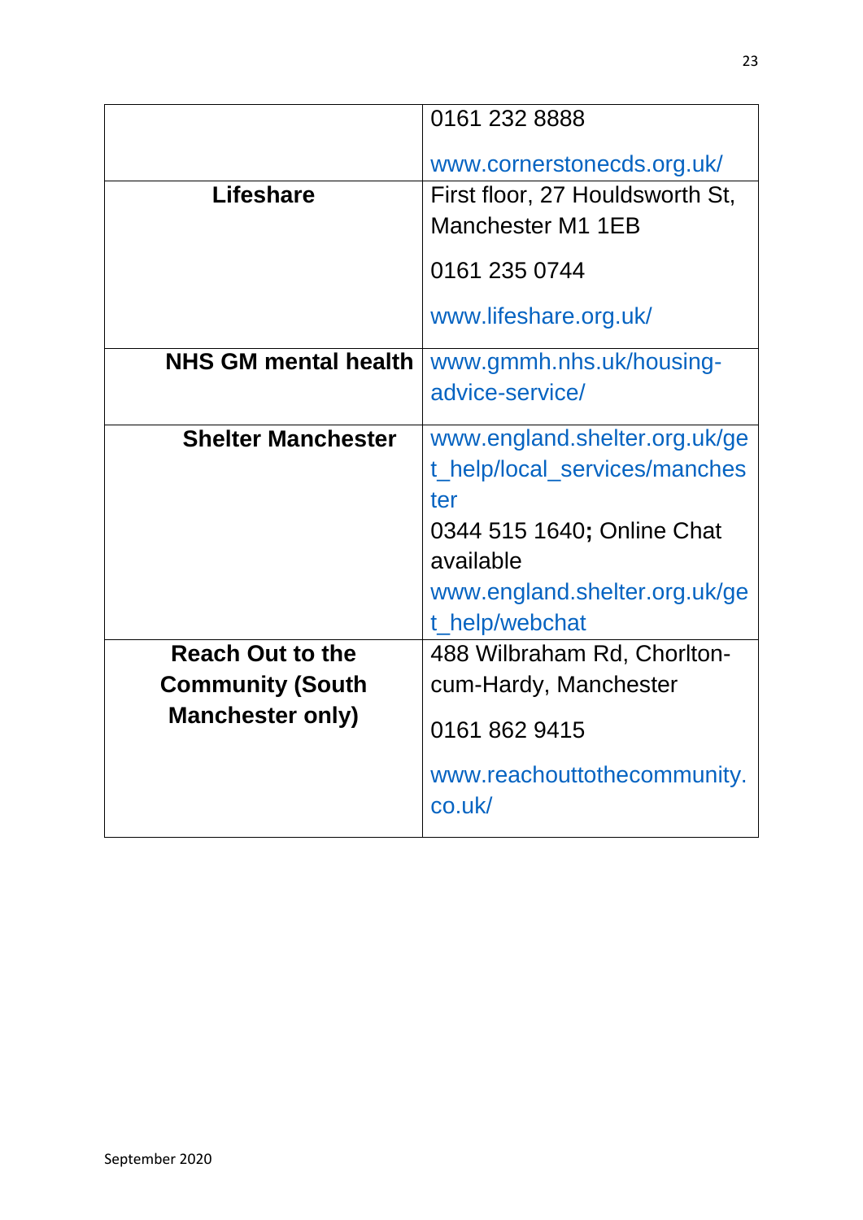| | |
|---|---|
| | 0161 232 8888<br><br>www.cornerstonecds.org.uk/ |
| **Lifeshare** | First floor, 27 Houldsworth St, Manchester M1 1EB<br><br>0161 235 0744<br><br>www.lifeshare.org.uk/ |
| **NHS GM mental health** | www.gmmh.nhs.uk/housing-advice-service/ |
| **Shelter Manchester** | www.england.shelter.org.uk/get_help/local_services/manchester<br>0344 515 1640**;** Online Chat available<br>www.england.shelter.org.uk/get_help/webchat |
| **Reach Out to the Community (South Manchester only)** | 488 Wilbraham Rd, Chorlton-cum-Hardy, Manchester<br><br>0161 862 9415<br><br>www.reachouttothecommunity.co.uk/ |

September 2020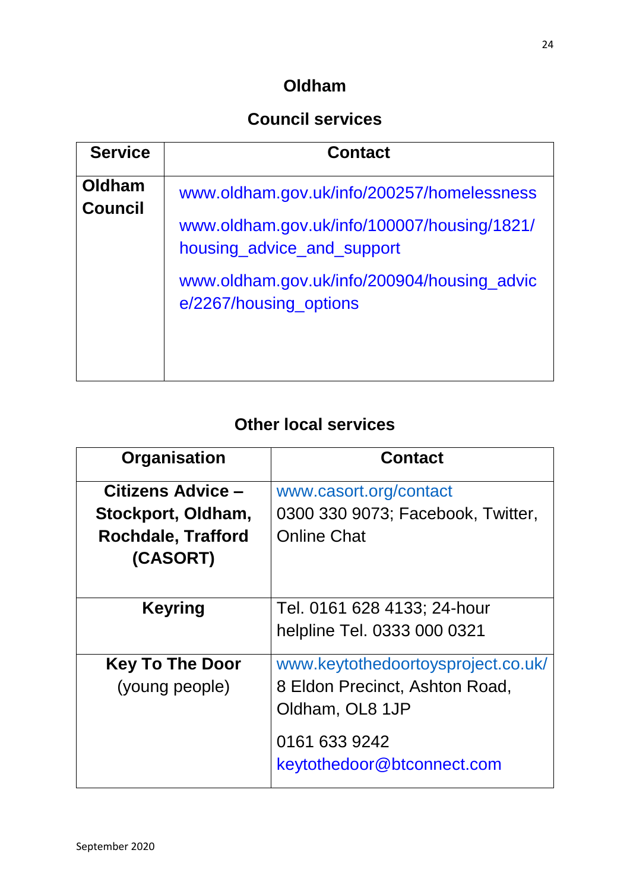# Oldham

## Council services

| Service | Contact |
|---|---|
| **Oldham Council** | www.oldham.gov.uk/info/200257/homelessness<br>www.oldham.gov.uk/info/100007/housing/1821/housing_advice_and_support<br>www.oldham.gov.uk/info/200904/housing_advice/2267/housing_options |

## Other local services

| Organisation | Contact |
|---|---|
| **Citizens Advice – Stockport, Oldham, Rochdale, Trafford (CASORT)** | www.casort.org/contact<br>0300 330 9073; Facebook, Twitter, Online Chat |
| **Keyring** | Tel. 0161 628 4133; 24-hour helpline Tel. 0333 000 0321 |
| **Key To The Door** (young people) | www.keytothedoortoysproject.co.uk/<br>8 Eldon Precinct, Ashton Road, Oldham, OL8 1JP<br>0161 633 9242<br>keytothedoor@btconnect.com |

September 2020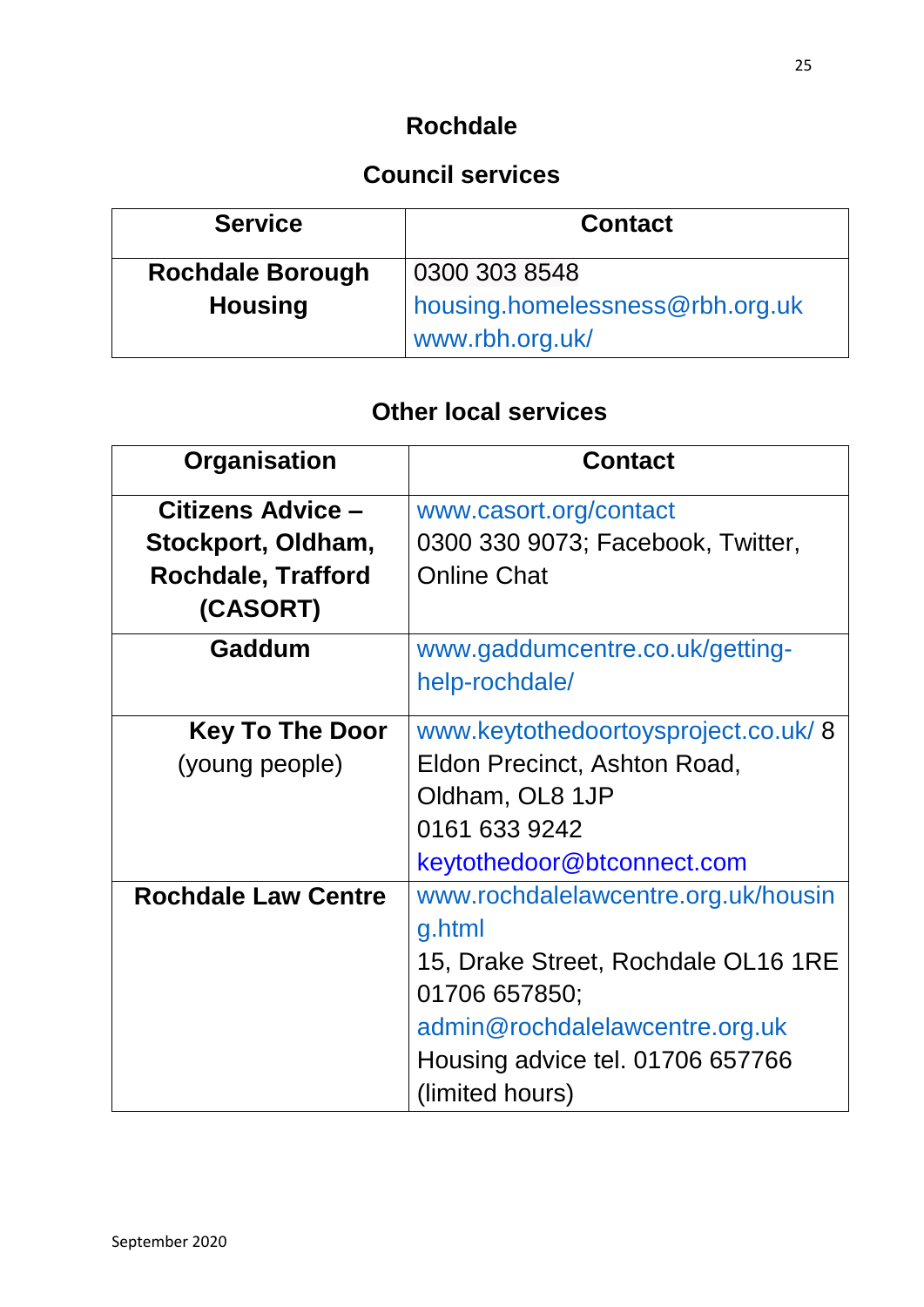# Rochdale

## Council services

| Service | Contact |
|---|---|
| **Rochdale Borough Housing** | 0300 303 8548<br>housing.homelessness@rbh.org.uk<br>www.rbh.org.uk/ |

## Other local services

| Organisation | Contact |
|---|---|
| **Citizens Advice – Stockport, Oldham, Rochdale, Trafford (CASORT)** | www.casort.org/contact<br>0300 330 9073; Facebook, Twitter, Online Chat |
| **Gaddum** | www.gaddumcentre.co.uk/getting-help-rochdale/ |
| **Key To The Door** (young people) | www.keytothedoortoysproject.co.uk/ 8 Eldon Precinct, Ashton Road, Oldham, OL8 1JP<br>0161 633 9242<br>keytothedoor@btconnect.com |
| **Rochdale Law Centre** | www.rochdalelawcentre.org.uk/housing.html<br>15, Drake Street, Rochdale OL16 1RE<br>01706 657850;<br>admin@rochdalelawcentre.org.uk<br>Housing advice tel. 01706 657766 (limited hours) |

September 2020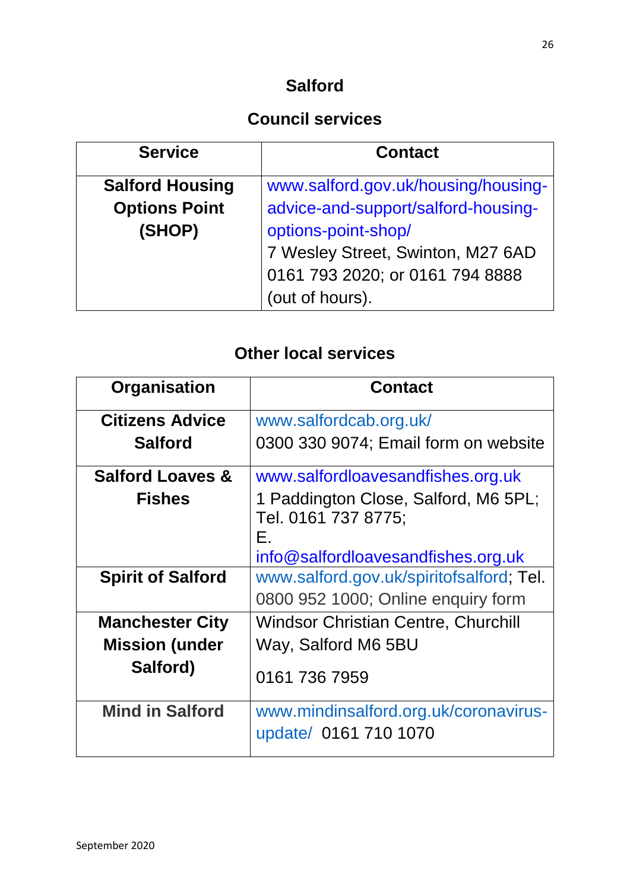## Salford

### Council services

| Service | Contact |
|---|---|
| **Salford Housing Options Point (SHOP)** | www.salford.gov.uk/housing/housing-advice-and-support/salford-housing-options-point-shop/ 7 Wesley Street, Swinton, M27 6AD 0161 793 2020; or 0161 794 8888 (out of hours). |

### Other local services

| Organisation | Contact |
|---|---|
| **Citizens Advice Salford** | www.salfordcab.org.uk/ 0300 330 9074; Email form on website |
| **Salford Loaves & Fishes** | www.salfordloavesandfishes.org.uk 1 Paddington Close, Salford, M6 5PL; Tel. 0161 737 8775; E. info@salfordloavesandfishes.org.uk |
| **Spirit of Salford** | www.salford.gov.uk/spiritofsalford; Tel. 0800 952 1000; Online enquiry form |
| **Manchester City Mission (under Salford)** | Windsor Christian Centre, Churchill Way, Salford M6 5BU 0161 736 7959 |
| **Mind in Salford** | www.mindinsalford.org.uk/coronavirus-update/ 0161 710 1070 |

September 2020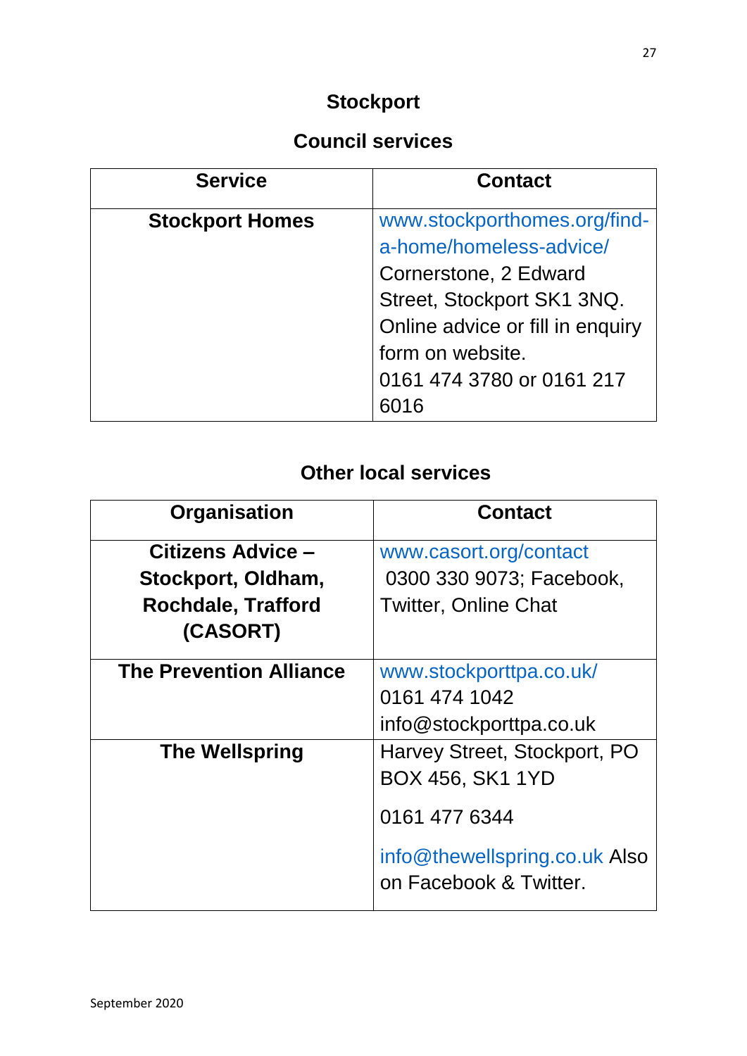# Stockport

## Council services

| Service | Contact |
|---|---|
| **Stockport Homes** | www.stockporthomes.org/find-a-home/homeless-advice/ Cornerstone, 2 Edward Street, Stockport SK1 3NQ. Online advice or fill in enquiry form on website. 0161 474 3780 or 0161 217 6016 |

## Other local services

| Organisation | Contact |
|---|---|
| **Citizens Advice – Stockport, Oldham, Rochdale, Trafford (CASORT)** | www.casort.org/contact 0300 330 9073; Facebook, Twitter, Online Chat |
| **The Prevention Alliance** | www.stockporttpa.co.uk/ 0161 474 1042 info@stockporttpa.co.uk |
| **The Wellspring** | Harvey Street, Stockport, PO BOX 456, SK1 1YD<br><br>0161 477 6344<br><br>info@thewellspring.co.uk Also on Facebook & Twitter. |

September 2020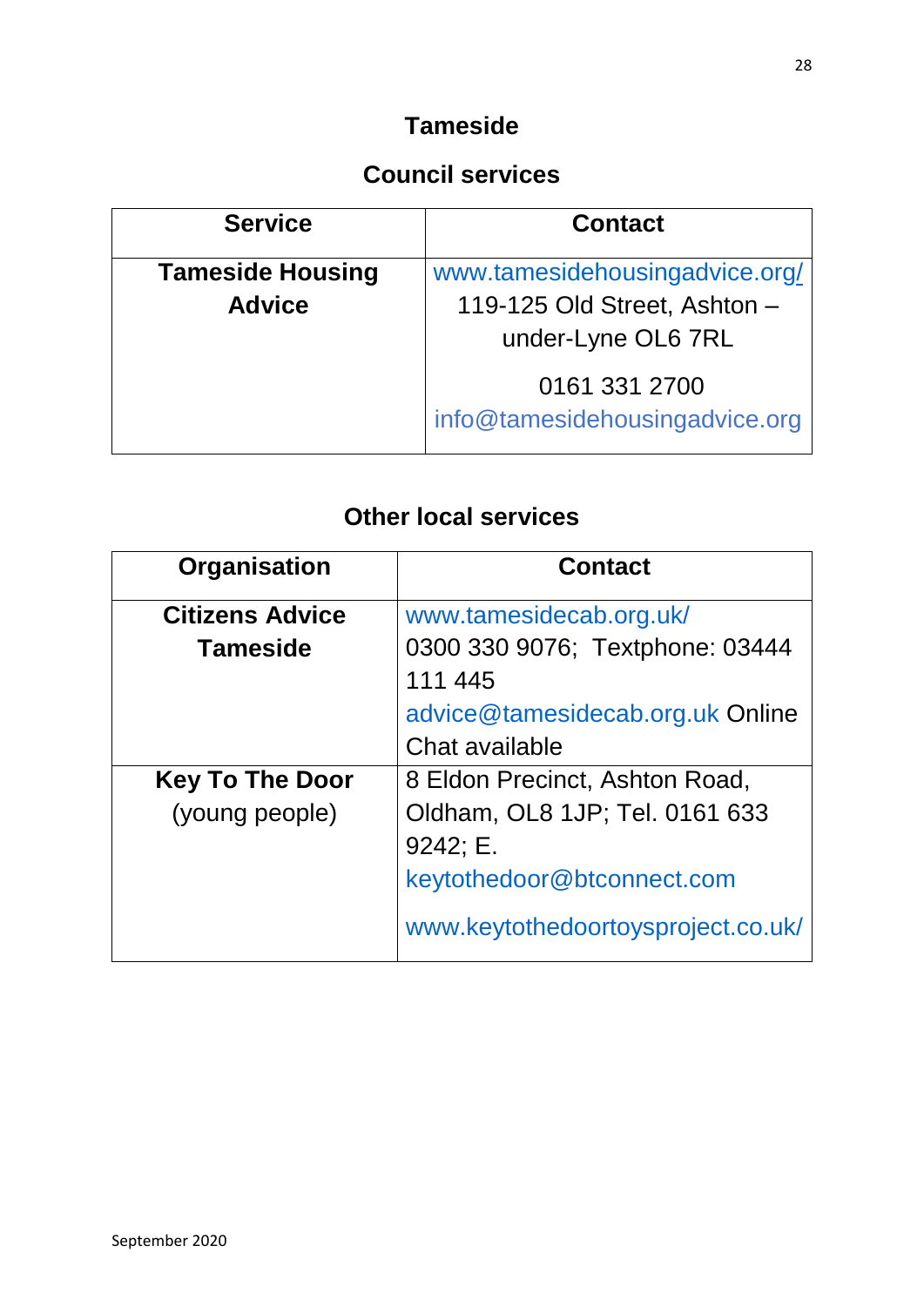## Tameside

### Council services

| Service | Contact |
|---|---|
| **Tameside Housing Advice** | www.tamesidehousingadvice.org/ 119-125 Old Street, Ashton – under-Lyne OL6 7RL<br>0161 331 2700 info@tamesidehousingadvice.org |

### Other local services

| Organisation | Contact |
|---|---|
| **Citizens Advice Tameside** | www.tamesidecab.org.uk/ 0300 330 9076; Textphone: 03444 111 445 advice@tamesidecab.org.uk Online Chat available |
| **Key To The Door** (young people) | 8 Eldon Precinct, Ashton Road, Oldham, OL8 1JP; Tel. 0161 633 9242; E. keytothedoor@btconnect.com<br>www.keytothedoortoysproject.co.uk/ |

September 2020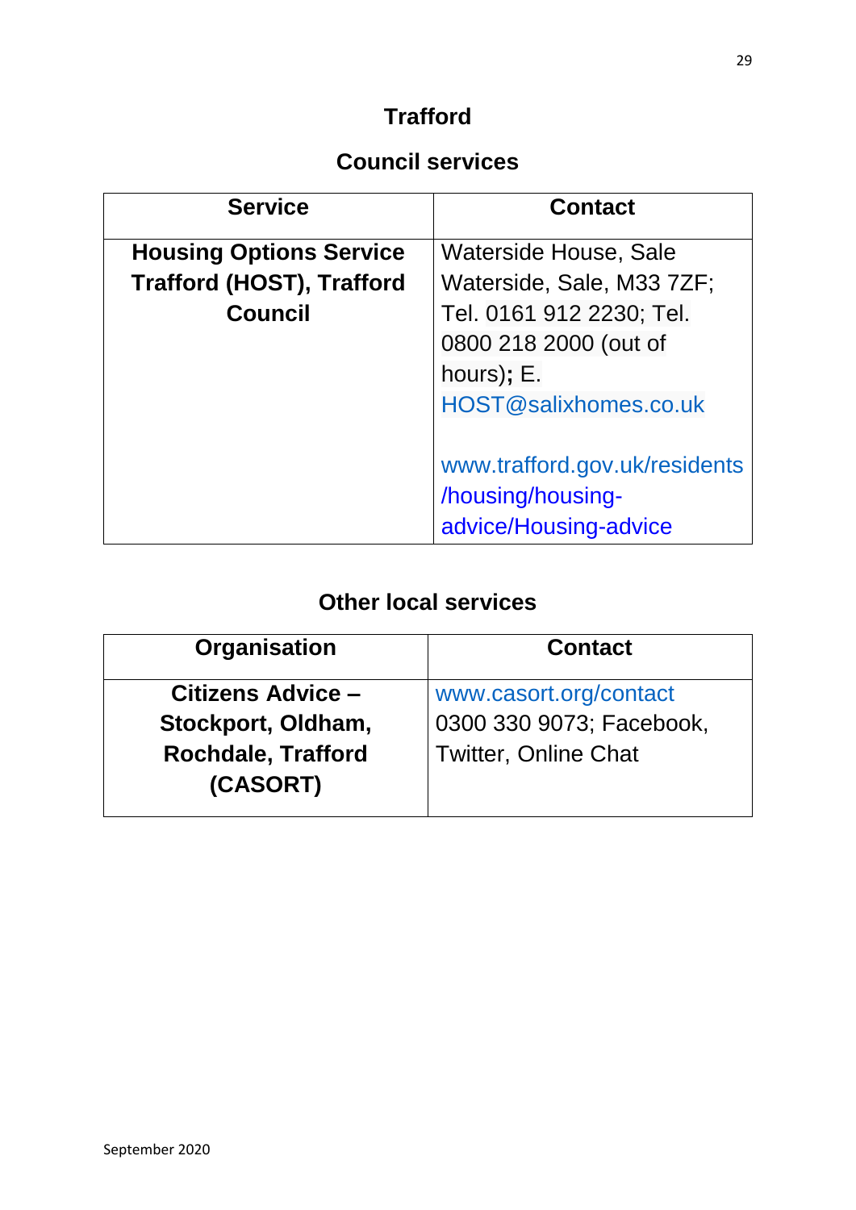# Trafford

## Council services

| Service | Contact |
| --- | --- |
| **Housing Options Service Trafford (HOST), Trafford Council** | Waterside House, Sale Waterside, Sale, M33 7ZF; Tel. 0161 912 2230; Tel. 0800 218 2000 (out of hours)**;** E. HOST@salixhomes.co.uk<br><br>www.trafford.gov.uk/residents/housing/housing-advice/Housing-advice |

## Other local services

| Organisation | Contact |
| --- | --- |
| **Citizens Advice – Stockport, Oldham, Rochdale, Trafford (CASORT)** | www.casort.org/contact 0300 330 9073; Facebook, Twitter, Online Chat |

September 2020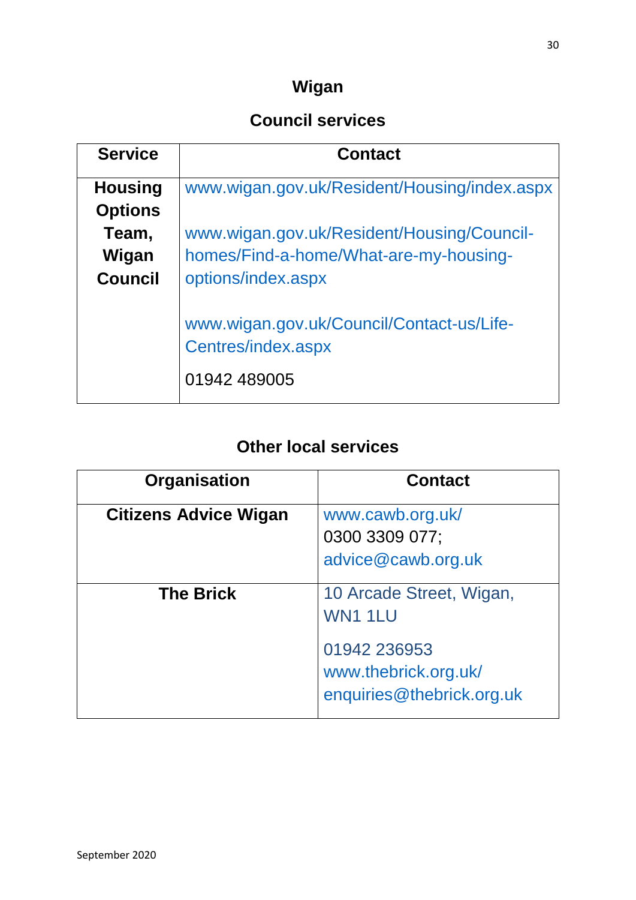# Wigan

## Council services

| Service | Contact |
|---|---|
| **Housing Options Team, Wigan Council** | www.wigan.gov.uk/Resident/Housing/index.aspx<br><br>www.wigan.gov.uk/Resident/Housing/Council-homes/Find-a-home/What-are-my-housing-options/index.aspx<br><br>www.wigan.gov.uk/Council/Contact-us/Life-Centres/index.aspx<br><br>01942 489005 |

## Other local services

| Organisation | Contact |
|---|---|
| **Citizens Advice Wigan** | www.cawb.org.uk/<br>0300 3309 077;<br>advice@cawb.org.uk |
| **The Brick** | 10 Arcade Street, Wigan, WN1 1LU<br><br>01942 236953<br>www.thebrick.org.uk/<br>enquiries@thebrick.org.uk |

September 2020